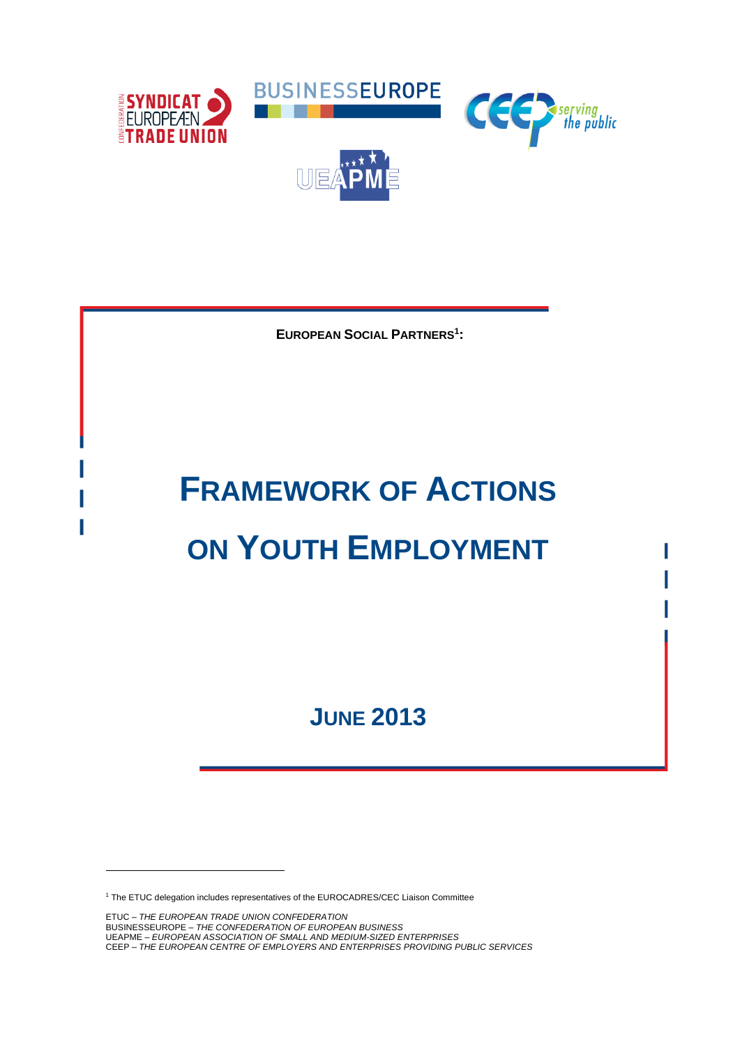**EUROPEAN SOCIAL PARTNERS[1]:**

# FRAMEWORK OF ACTIONS ON YOUTH EMPLOYMENT

## JUNE 2013

[1] The ETUC delegation includes representatives of the EUROCADRES/CEC Liaison Committee

ETUC – *THE EUROPEAN TRADE UNION CONFEDERATION*
BUSINESSEUROPE – *THE CONFEDERATION OF EUROPEAN BUSINESS*
UEAPME – *EUROPEAN ASSOCIATION OF SMALL AND MEDIUM-SIZED ENTERPRISES*
CEEP – *THE EUROPEAN CENTRE OF EMPLOYERS AND ENTERPRISES PROVIDING PUBLIC SERVICES*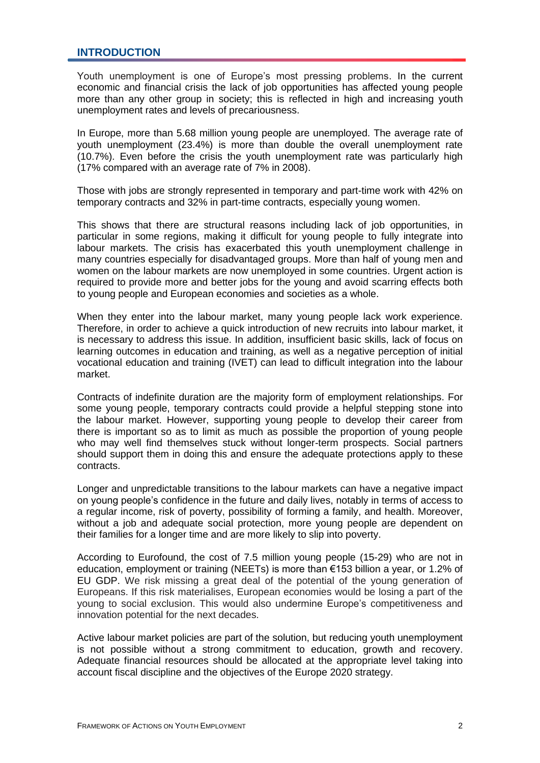## INTRODUCTION

Youth unemployment is one of Europe's most pressing problems. In the current economic and financial crisis the lack of job opportunities has affected young people more than any other group in society; this is reflected in high and increasing youth unemployment rates and levels of precariousness.

In Europe, more than 5.68 million young people are unemployed. The average rate of youth unemployment (23.4%) is more than double the overall unemployment rate (10.7%). Even before the crisis the youth unemployment rate was particularly high (17% compared with an average rate of 7% in 2008).

Those with jobs are strongly represented in temporary and part-time work with 42% on temporary contracts and 32% in part-time contracts, especially young women.

This shows that there are structural reasons including lack of job opportunities, in particular in some regions, making it difficult for young people to fully integrate into labour markets. The crisis has exacerbated this youth unemployment challenge in many countries especially for disadvantaged groups. More than half of young men and women on the labour markets are now unemployed in some countries. Urgent action is required to provide more and better jobs for the young and avoid scarring effects both to young people and European economies and societies as a whole.

When they enter into the labour market, many young people lack work experience. Therefore, in order to achieve a quick introduction of new recruits into labour market, it is necessary to address this issue. In addition, insufficient basic skills, lack of focus on learning outcomes in education and training, as well as a negative perception of initial vocational education and training (IVET) can lead to difficult integration into the labour market.

Contracts of indefinite duration are the majority form of employment relationships. For some young people, temporary contracts could provide a helpful stepping stone into the labour market. However, supporting young people to develop their career from there is important so as to limit as much as possible the proportion of young people who may well find themselves stuck without longer-term prospects. Social partners should support them in doing this and ensure the adequate protections apply to these contracts.

Longer and unpredictable transitions to the labour markets can have a negative impact on young people's confidence in the future and daily lives, notably in terms of access to a regular income, risk of poverty, possibility of forming a family, and health. Moreover, without a job and adequate social protection, more young people are dependent on their families for a longer time and are more likely to slip into poverty.

According to Eurofound, the cost of 7.5 million young people (15-29) who are not in education, employment or training (NEETs) is more than €153 billion a year, or 1.2% of EU GDP. We risk missing a great deal of the potential of the young generation of Europeans. If this risk materialises, European economies would be losing a part of the young to social exclusion. This would also undermine Europe's competitiveness and innovation potential for the next decades.

Active labour market policies are part of the solution, but reducing youth unemployment is not possible without a strong commitment to education, growth and recovery. Adequate financial resources should be allocated at the appropriate level taking into account fiscal discipline and the objectives of the Europe 2020 strategy.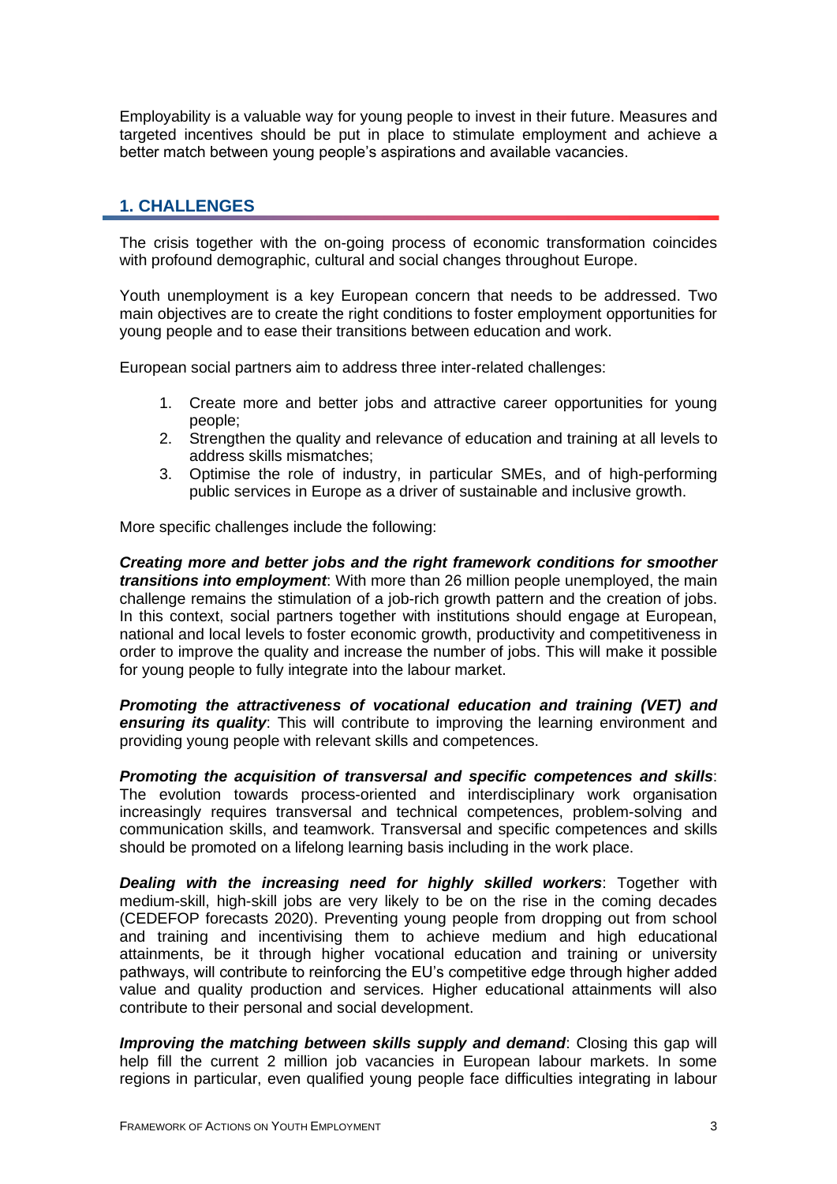Employability is a valuable way for young people to invest in their future. Measures and targeted incentives should be put in place to stimulate employment and achieve a better match between young people's aspirations and available vacancies.

## 1. CHALLENGES

The crisis together with the on-going process of economic transformation coincides with profound demographic, cultural and social changes throughout Europe.

Youth unemployment is a key European concern that needs to be addressed. Two main objectives are to create the right conditions to foster employment opportunities for young people and to ease their transitions between education and work.

European social partners aim to address three inter-related challenges:

1. Create more and better jobs and attractive career opportunities for young people;
2. Strengthen the quality and relevance of education and training at all levels to address skills mismatches;
3. Optimise the role of industry, in particular SMEs, and of high-performing public services in Europe as a driver of sustainable and inclusive growth.

More specific challenges include the following:

***Creating more and better jobs and the right framework conditions for smoother transitions into employment***: With more than 26 million people unemployed, the main challenge remains the stimulation of a job-rich growth pattern and the creation of jobs. In this context, social partners together with institutions should engage at European, national and local levels to foster economic growth, productivity and competitiveness in order to improve the quality and increase the number of jobs. This will make it possible for young people to fully integrate into the labour market.

***Promoting the attractiveness of vocational education and training (VET) and ensuring its quality***: This will contribute to improving the learning environment and providing young people with relevant skills and competences.

***Promoting the acquisition of transversal and specific competences and skills***: The evolution towards process-oriented and interdisciplinary work organisation increasingly requires transversal and technical competences, problem-solving and communication skills, and teamwork. Transversal and specific competences and skills should be promoted on a lifelong learning basis including in the work place.

***Dealing with the increasing need for highly skilled workers***: Together with medium-skill, high-skill jobs are very likely to be on the rise in the coming decades (CEDEFOP forecasts 2020). Preventing young people from dropping out from school and training and incentivising them to achieve medium and high educational attainments, be it through higher vocational education and training or university pathways, will contribute to reinforcing the EU's competitive edge through higher added value and quality production and services. Higher educational attainments will also contribute to their personal and social development.

***Improving the matching between skills supply and demand***: Closing this gap will help fill the current 2 million job vacancies in European labour markets. In some regions in particular, even qualified young people face difficulties integrating in labour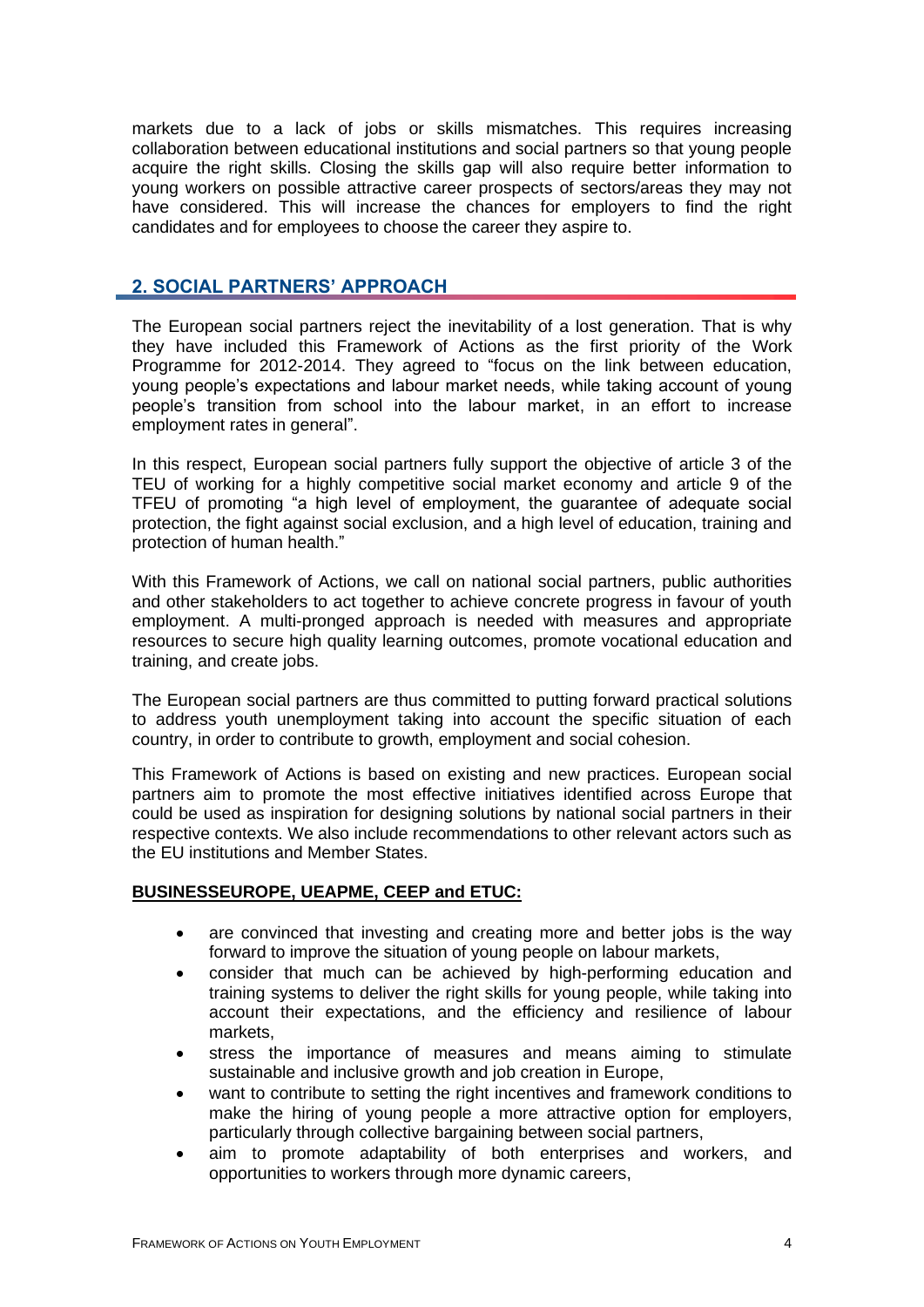markets due to a lack of jobs or skills mismatches. This requires increasing collaboration between educational institutions and social partners so that young people acquire the right skills. Closing the skills gap will also require better information to young workers on possible attractive career prospects of sectors/areas they may not have considered. This will increase the chances for employers to find the right candidates and for employees to choose the career they aspire to.

## 2. SOCIAL PARTNERS' APPROACH

The European social partners reject the inevitability of a lost generation. That is why they have included this Framework of Actions as the first priority of the Work Programme for 2012-2014. They agreed to "focus on the link between education, young people's expectations and labour market needs, while taking account of young people's transition from school into the labour market, in an effort to increase employment rates in general".

In this respect, European social partners fully support the objective of article 3 of the TEU of working for a highly competitive social market economy and article 9 of the TFEU of promoting "a high level of employment, the guarantee of adequate social protection, the fight against social exclusion, and a high level of education, training and protection of human health."

With this Framework of Actions, we call on national social partners, public authorities and other stakeholders to act together to achieve concrete progress in favour of youth employment. A multi-pronged approach is needed with measures and appropriate resources to secure high quality learning outcomes, promote vocational education and training, and create jobs.

The European social partners are thus committed to putting forward practical solutions to address youth unemployment taking into account the specific situation of each country, in order to contribute to growth, employment and social cohesion.

This Framework of Actions is based on existing and new practices. European social partners aim to promote the most effective initiatives identified across Europe that could be used as inspiration for designing solutions by national social partners in their respective contexts. We also include recommendations to other relevant actors such as the EU institutions and Member States.

**BUSINESSEUROPE, UEAPME, CEEP and ETUC:**

- are convinced that investing and creating more and better jobs is the way forward to improve the situation of young people on labour markets,
- consider that much can be achieved by high-performing education and training systems to deliver the right skills for young people, while taking into account their expectations, and the efficiency and resilience of labour markets,
- stress the importance of measures and means aiming to stimulate sustainable and inclusive growth and job creation in Europe,
- want to contribute to setting the right incentives and framework conditions to make the hiring of young people a more attractive option for employers, particularly through collective bargaining between social partners,
- aim to promote adaptability of both enterprises and workers, and opportunities to workers through more dynamic careers,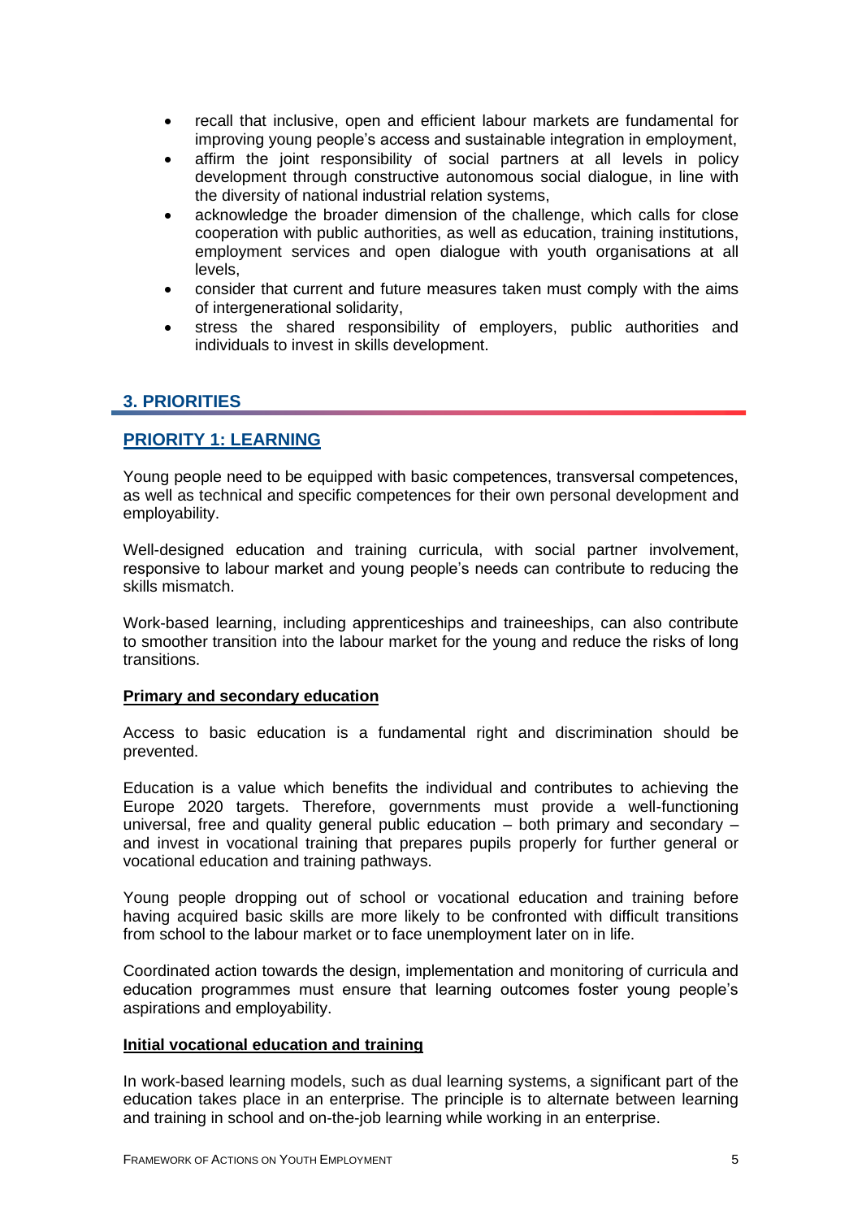- recall that inclusive, open and efficient labour markets are fundamental for improving young people's access and sustainable integration in employment,
- affirm the joint responsibility of social partners at all levels in policy development through constructive autonomous social dialogue, in line with the diversity of national industrial relation systems,
- acknowledge the broader dimension of the challenge, which calls for close cooperation with public authorities, as well as education, training institutions, employment services and open dialogue with youth organisations at all levels,
- consider that current and future measures taken must comply with the aims of intergenerational solidarity,
- stress the shared responsibility of employers, public authorities and individuals to invest in skills development.

## 3. PRIORITIES

### PRIORITY 1: LEARNING

Young people need to be equipped with basic competences, transversal competences, as well as technical and specific competences for their own personal development and employability.

Well-designed education and training curricula, with social partner involvement, responsive to labour market and young people's needs can contribute to reducing the skills mismatch.

Work-based learning, including apprenticeships and traineeships, can also contribute to smoother transition into the labour market for the young and reduce the risks of long transitions.

#### Primary and secondary education

Access to basic education is a fundamental right and discrimination should be prevented.

Education is a value which benefits the individual and contributes to achieving the Europe 2020 targets. Therefore, governments must provide a well-functioning universal, free and quality general public education – both primary and secondary – and invest in vocational training that prepares pupils properly for further general or vocational education and training pathways.

Young people dropping out of school or vocational education and training before having acquired basic skills are more likely to be confronted with difficult transitions from school to the labour market or to face unemployment later on in life.

Coordinated action towards the design, implementation and monitoring of curricula and education programmes must ensure that learning outcomes foster young people's aspirations and employability.

#### Initial vocational education and training

In work-based learning models, such as dual learning systems, a significant part of the education takes place in an enterprise. The principle is to alternate between learning and training in school and on-the-job learning while working in an enterprise.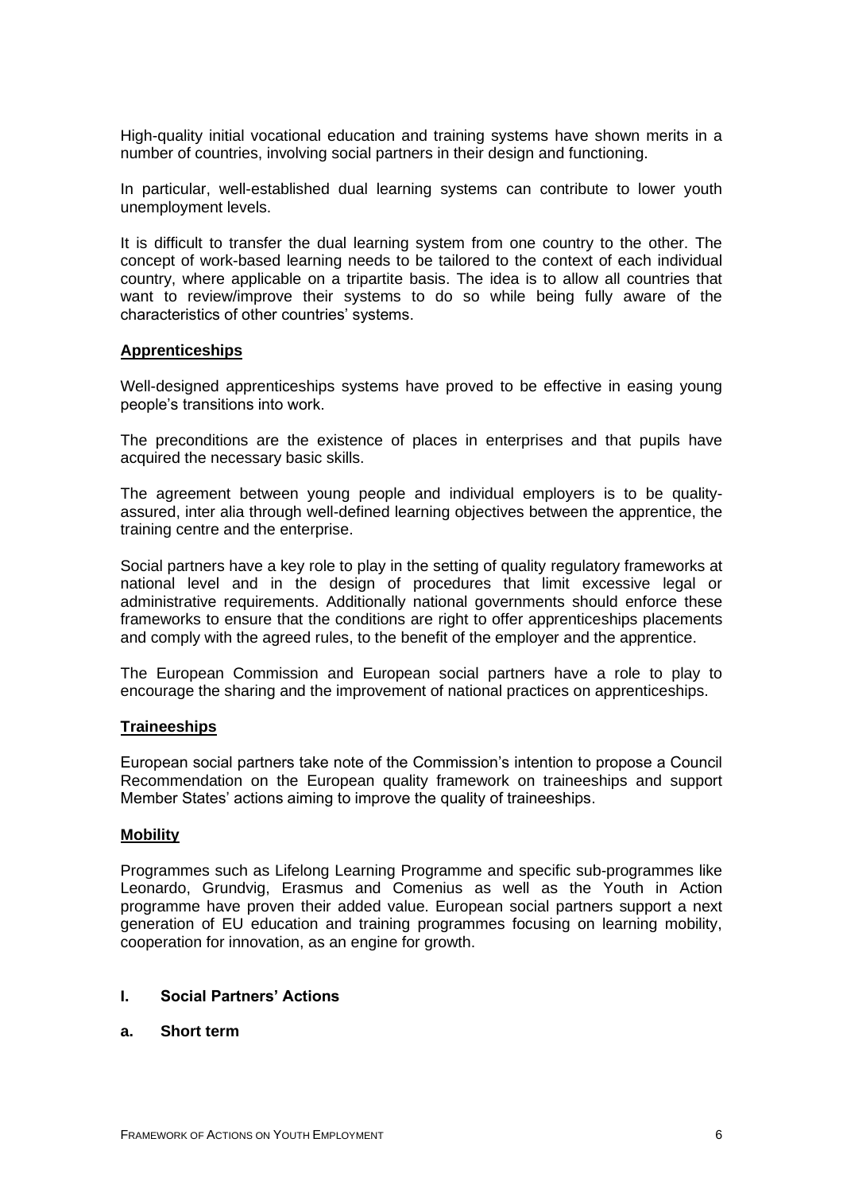High-quality initial vocational education and training systems have shown merits in a number of countries, involving social partners in their design and functioning.

In particular, well-established dual learning systems can contribute to lower youth unemployment levels.

It is difficult to transfer the dual learning system from one country to the other. The concept of work-based learning needs to be tailored to the context of each individual country, where applicable on a tripartite basis. The idea is to allow all countries that want to review/improve their systems to do so while being fully aware of the characteristics of other countries' systems.

**Apprenticeships**

Well-designed apprenticeships systems have proved to be effective in easing young people's transitions into work.

The preconditions are the existence of places in enterprises and that pupils have acquired the necessary basic skills.

The agreement between young people and individual employers is to be quality-assured, inter alia through well-defined learning objectives between the apprentice, the training centre and the enterprise.

Social partners have a key role to play in the setting of quality regulatory frameworks at national level and in the design of procedures that limit excessive legal or administrative requirements. Additionally national governments should enforce these frameworks to ensure that the conditions are right to offer apprenticeships placements and comply with the agreed rules, to the benefit of the employer and the apprentice.

The European Commission and European social partners have a role to play to encourage the sharing and the improvement of national practices on apprenticeships.

**Traineeships**

European social partners take note of the Commission's intention to propose a Council Recommendation on the European quality framework on traineeships and support Member States' actions aiming to improve the quality of traineeships.

**Mobility**

Programmes such as Lifelong Learning Programme and specific sub-programmes like Leonardo, Grundvig, Erasmus and Comenius as well as the Youth in Action programme have proven their added value. European social partners support a next generation of EU education and training programmes focusing on learning mobility, cooperation for innovation, as an engine for growth.

## I. Social Partners' Actions

### a. Short term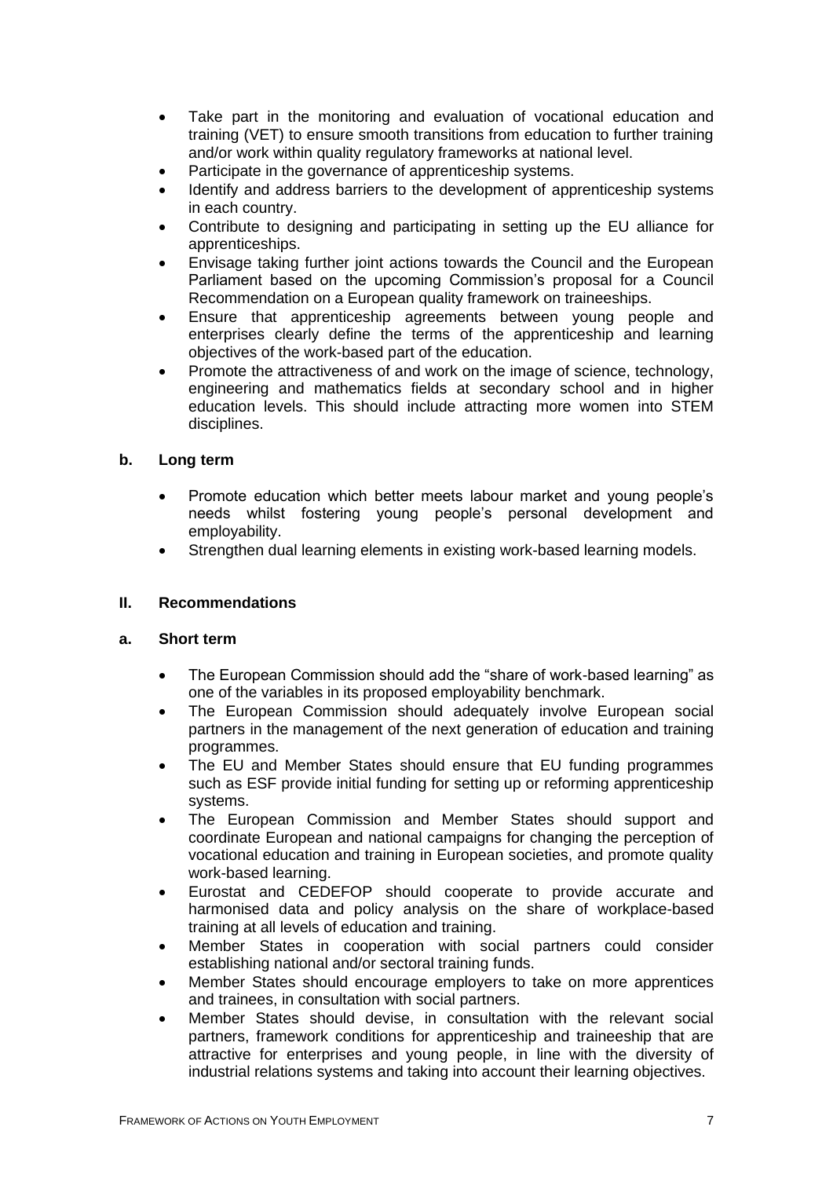- Take part in the monitoring and evaluation of vocational education and training (VET) to ensure smooth transitions from education to further training and/or work within quality regulatory frameworks at national level.
- Participate in the governance of apprenticeship systems.
- Identify and address barriers to the development of apprenticeship systems in each country.
- Contribute to designing and participating in setting up the EU alliance for apprenticeships.
- Envisage taking further joint actions towards the Council and the European Parliament based on the upcoming Commission's proposal for a Council Recommendation on a European quality framework on traineeships.
- Ensure that apprenticeship agreements between young people and enterprises clearly define the terms of the apprenticeship and learning objectives of the work-based part of the education.
- Promote the attractiveness of and work on the image of science, technology, engineering and mathematics fields at secondary school and in higher education levels. This should include attracting more women into STEM disciplines.

### b. Long term

- Promote education which better meets labour market and young people's needs whilst fostering young people's personal development and employability.
- Strengthen dual learning elements in existing work-based learning models.

## II. Recommendations

### a. Short term

- The European Commission should add the "share of work-based learning" as one of the variables in its proposed employability benchmark.
- The European Commission should adequately involve European social partners in the management of the next generation of education and training programmes.
- The EU and Member States should ensure that EU funding programmes such as ESF provide initial funding for setting up or reforming apprenticeship systems.
- The European Commission and Member States should support and coordinate European and national campaigns for changing the perception of vocational education and training in European societies, and promote quality work-based learning.
- Eurostat and CEDEFOP should cooperate to provide accurate and harmonised data and policy analysis on the share of workplace-based training at all levels of education and training.
- Member States in cooperation with social partners could consider establishing national and/or sectoral training funds.
- Member States should encourage employers to take on more apprentices and trainees, in consultation with social partners.
- Member States should devise, in consultation with the relevant social partners, framework conditions for apprenticeship and traineeship that are attractive for enterprises and young people, in line with the diversity of industrial relations systems and taking into account their learning objectives.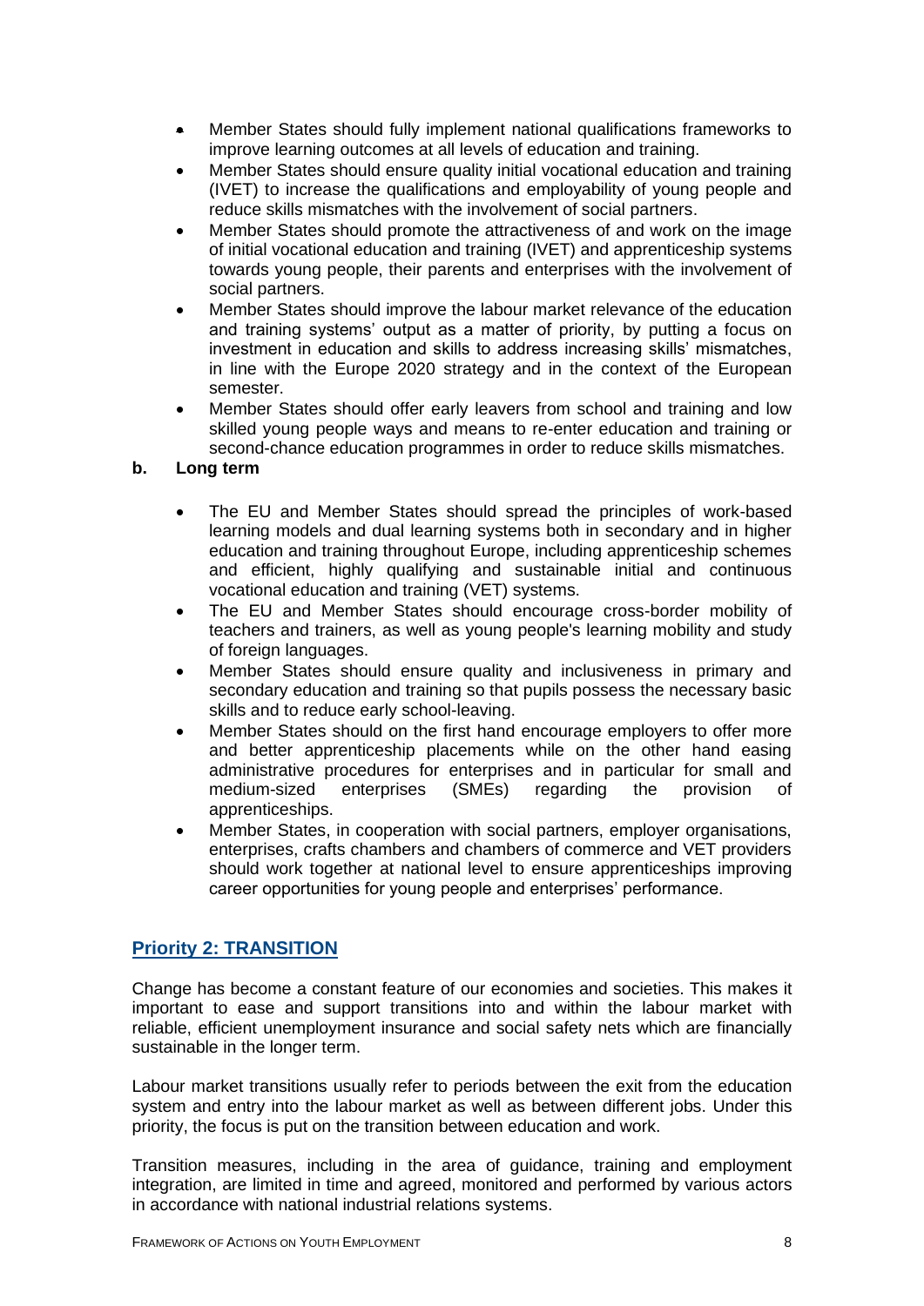- Member States should fully implement national qualifications frameworks to improve learning outcomes at all levels of education and training.
- Member States should ensure quality initial vocational education and training (IVET) to increase the qualifications and employability of young people and reduce skills mismatches with the involvement of social partners.
- Member States should promote the attractiveness of and work on the image of initial vocational education and training (IVET) and apprenticeship systems towards young people, their parents and enterprises with the involvement of social partners.
- Member States should improve the labour market relevance of the education and training systems' output as a matter of priority, by putting a focus on investment in education and skills to address increasing skills' mismatches, in line with the Europe 2020 strategy and in the context of the European semester.
- Member States should offer early leavers from school and training and low skilled young people ways and means to re-enter education and training or second-chance education programmes in order to reduce skills mismatches.

**b. Long term**

- The EU and Member States should spread the principles of work-based learning models and dual learning systems both in secondary and in higher education and training throughout Europe, including apprenticeship schemes and efficient, highly qualifying and sustainable initial and continuous vocational education and training (VET) systems.
- The EU and Member States should encourage cross-border mobility of teachers and trainers, as well as young people's learning mobility and study of foreign languages.
- Member States should ensure quality and inclusiveness in primary and secondary education and training so that pupils possess the necessary basic skills and to reduce early school-leaving.
- Member States should on the first hand encourage employers to offer more and better apprenticeship placements while on the other hand easing administrative procedures for enterprises and in particular for small and medium-sized enterprises (SMEs) regarding the provision of apprenticeships.
- Member States, in cooperation with social partners, employer organisations, enterprises, crafts chambers and chambers of commerce and VET providers should work together at national level to ensure apprenticeships improving career opportunities for young people and enterprises' performance.

## Priority 2: TRANSITION

Change has become a constant feature of our economies and societies. This makes it important to ease and support transitions into and within the labour market with reliable, efficient unemployment insurance and social safety nets which are financially sustainable in the longer term.

Labour market transitions usually refer to periods between the exit from the education system and entry into the labour market as well as between different jobs. Under this priority, the focus is put on the transition between education and work.

Transition measures, including in the area of guidance, training and employment integration, are limited in time and agreed, monitored and performed by various actors in accordance with national industrial relations systems.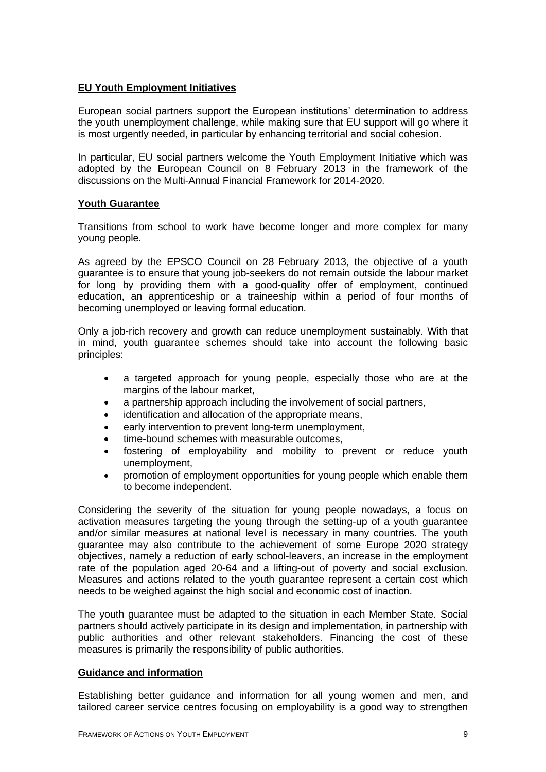## EU Youth Employment Initiatives

European social partners support the European institutions' determination to address the youth unemployment challenge, while making sure that EU support will go where it is most urgently needed, in particular by enhancing territorial and social cohesion.

In particular, EU social partners welcome the Youth Employment Initiative which was adopted by the European Council on 8 February 2013 in the framework of the discussions on the Multi-Annual Financial Framework for 2014-2020.

## Youth Guarantee

Transitions from school to work have become longer and more complex for many young people.

As agreed by the EPSCO Council on 28 February 2013, the objective of a youth guarantee is to ensure that young job-seekers do not remain outside the labour market for long by providing them with a good-quality offer of employment, continued education, an apprenticeship or a traineeship within a period of four months of becoming unemployed or leaving formal education.

Only a job-rich recovery and growth can reduce unemployment sustainably. With that in mind, youth guarantee schemes should take into account the following basic principles:

- a targeted approach for young people, especially those who are at the margins of the labour market,
- a partnership approach including the involvement of social partners,
- identification and allocation of the appropriate means,
- early intervention to prevent long-term unemployment,
- time-bound schemes with measurable outcomes,
- fostering of employability and mobility to prevent or reduce youth unemployment,
- promotion of employment opportunities for young people which enable them to become independent.

Considering the severity of the situation for young people nowadays, a focus on activation measures targeting the young through the setting-up of a youth guarantee and/or similar measures at national level is necessary in many countries. The youth guarantee may also contribute to the achievement of some Europe 2020 strategy objectives, namely a reduction of early school-leavers, an increase in the employment rate of the population aged 20-64 and a lifting-out of poverty and social exclusion. Measures and actions related to the youth guarantee represent a certain cost which needs to be weighed against the high social and economic cost of inaction.

The youth guarantee must be adapted to the situation in each Member State. Social partners should actively participate in its design and implementation, in partnership with public authorities and other relevant stakeholders. Financing the cost of these measures is primarily the responsibility of public authorities.

## Guidance and information

Establishing better guidance and information for all young women and men, and tailored career service centres focusing on employability is a good way to strengthen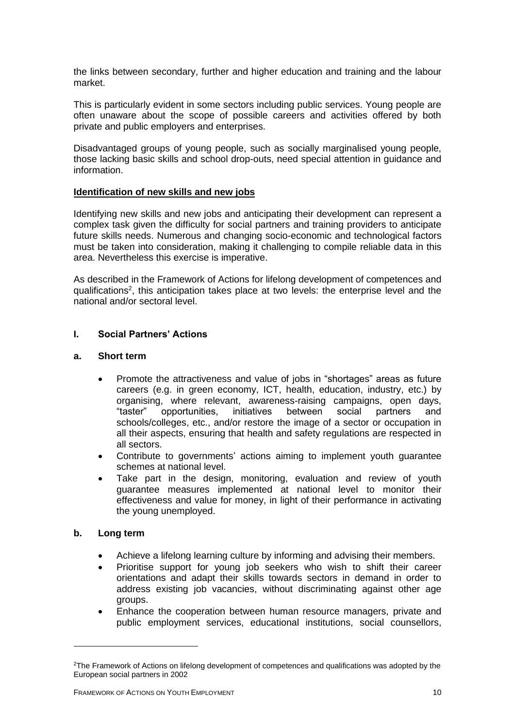the links between secondary, further and higher education and training and the labour market.

This is particularly evident in some sectors including public services. Young people are often unaware about the scope of possible careers and activities offered by both private and public employers and enterprises.

Disadvantaged groups of young people, such as socially marginalised young people, those lacking basic skills and school drop-outs, need special attention in guidance and information.

**Identification of new skills and new jobs**

Identifying new skills and new jobs and anticipating their development can represent a complex task given the difficulty for social partners and training providers to anticipate future skills needs. Numerous and changing socio-economic and technological factors must be taken into consideration, making it challenging to compile reliable data in this area. Nevertheless this exercise is imperative.

As described in the Framework of Actions for lifelong development of competences and qualifications[2], this anticipation takes place at two levels: the enterprise level and the national and/or sectoral level.

### I. Social Partners' Actions

#### a. Short term

- Promote the attractiveness and value of jobs in "shortages" areas as future careers (e.g. in green economy, ICT, health, education, industry, etc.) by organising, where relevant, awareness-raising campaigns, open days, "taster" opportunities, initiatives between social partners and schools/colleges, etc., and/or restore the image of a sector or occupation in all their aspects, ensuring that health and safety regulations are respected in all sectors.
- Contribute to governments' actions aiming to implement youth guarantee schemes at national level.
- Take part in the design, monitoring, evaluation and review of youth guarantee measures implemented at national level to monitor their effectiveness and value for money, in light of their performance in activating the young unemployed.

#### b. Long term

- Achieve a lifelong learning culture by informing and advising their members.
- Prioritise support for young job seekers who wish to shift their career orientations and adapt their skills towards sectors in demand in order to address existing job vacancies, without discriminating against other age groups.
- Enhance the cooperation between human resource managers, private and public employment services, educational institutions, social counsellors,

[2] The Framework of Actions on lifelong development of competences and qualifications was adopted by the European social partners in 2002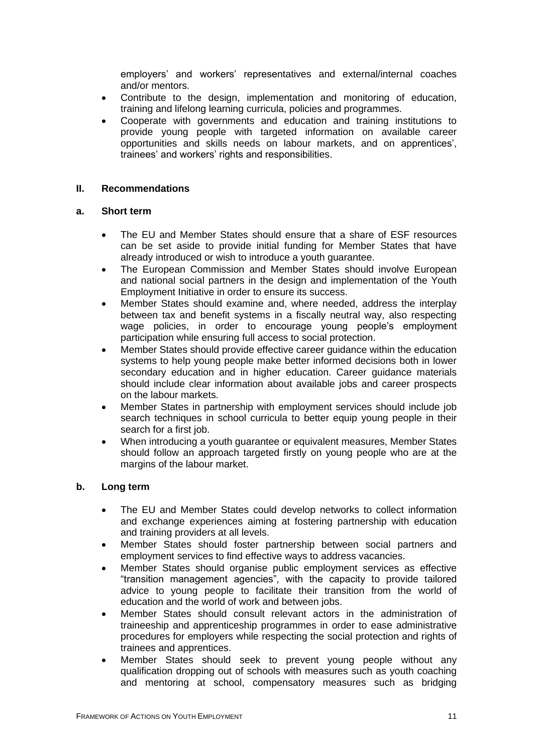employers' and workers' representatives and external/internal coaches and/or mentors.

- Contribute to the design, implementation and monitoring of education, training and lifelong learning curricula, policies and programmes.
- Cooperate with governments and education and training institutions to provide young people with targeted information on available career opportunities and skills needs on labour markets, and on apprentices', trainees' and workers' rights and responsibilities.

## II. Recommendations

### a. Short term

- The EU and Member States should ensure that a share of ESF resources can be set aside to provide initial funding for Member States that have already introduced or wish to introduce a youth guarantee.
- The European Commission and Member States should involve European and national social partners in the design and implementation of the Youth Employment Initiative in order to ensure its success.
- Member States should examine and, where needed, address the interplay between tax and benefit systems in a fiscally neutral way, also respecting wage policies, in order to encourage young people's employment participation while ensuring full access to social protection.
- Member States should provide effective career guidance within the education systems to help young people make better informed decisions both in lower secondary education and in higher education. Career guidance materials should include clear information about available jobs and career prospects on the labour markets.
- Member States in partnership with employment services should include job search techniques in school curricula to better equip young people in their search for a first job.
- When introducing a youth guarantee or equivalent measures, Member States should follow an approach targeted firstly on young people who are at the margins of the labour market.

### b. Long term

- The EU and Member States could develop networks to collect information and exchange experiences aiming at fostering partnership with education and training providers at all levels.
- Member States should foster partnership between social partners and employment services to find effective ways to address vacancies.
- Member States should organise public employment services as effective "transition management agencies", with the capacity to provide tailored advice to young people to facilitate their transition from the world of education and the world of work and between jobs.
- Member States should consult relevant actors in the administration of traineeship and apprenticeship programmes in order to ease administrative procedures for employers while respecting the social protection and rights of trainees and apprentices.
- Member States should seek to prevent young people without any qualification dropping out of schools with measures such as youth coaching and mentoring at school, compensatory measures such as bridging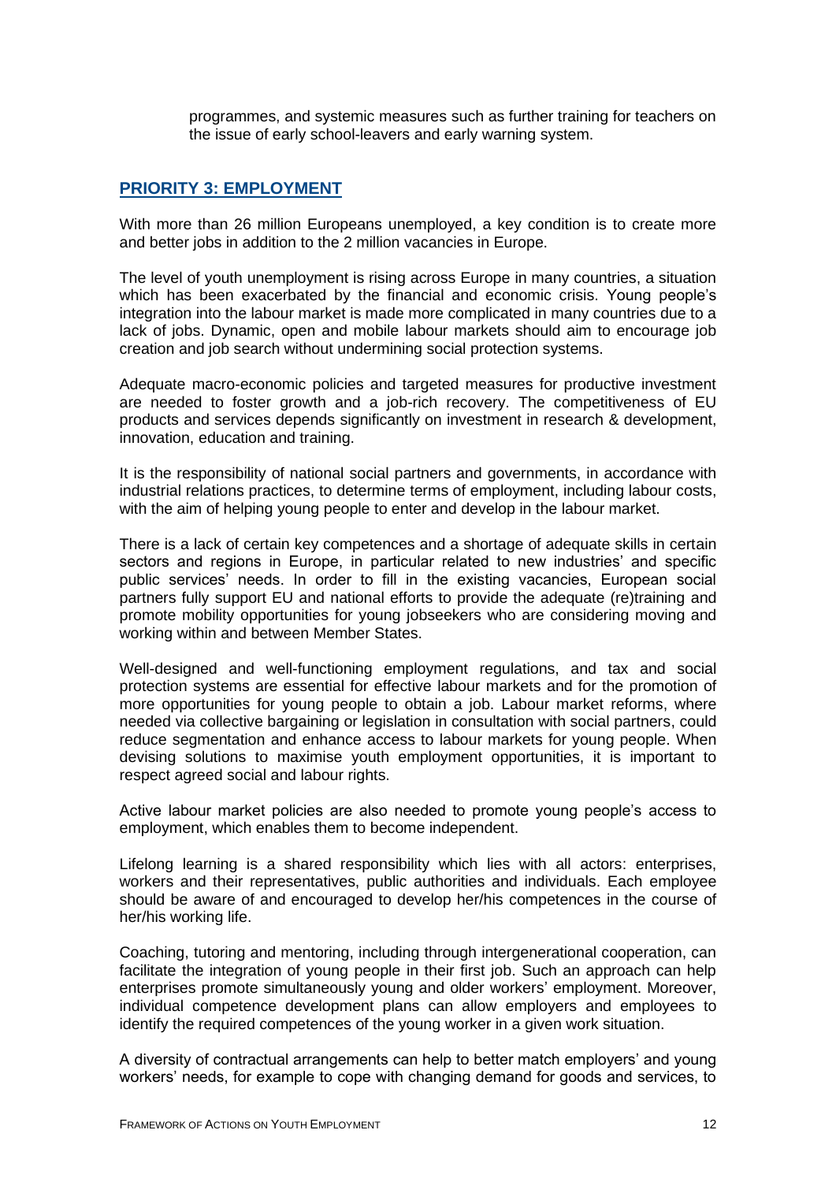programmes, and systemic measures such as further training for teachers on the issue of early school-leavers and early warning system.

## PRIORITY 3: EMPLOYMENT

With more than 26 million Europeans unemployed, a key condition is to create more and better jobs in addition to the 2 million vacancies in Europe.

The level of youth unemployment is rising across Europe in many countries, a situation which has been exacerbated by the financial and economic crisis. Young people's integration into the labour market is made more complicated in many countries due to a lack of jobs. Dynamic, open and mobile labour markets should aim to encourage job creation and job search without undermining social protection systems.

Adequate macro-economic policies and targeted measures for productive investment are needed to foster growth and a job-rich recovery. The competitiveness of EU products and services depends significantly on investment in research & development, innovation, education and training.

It is the responsibility of national social partners and governments, in accordance with industrial relations practices, to determine terms of employment, including labour costs, with the aim of helping young people to enter and develop in the labour market.

There is a lack of certain key competences and a shortage of adequate skills in certain sectors and regions in Europe, in particular related to new industries' and specific public services' needs. In order to fill in the existing vacancies, European social partners fully support EU and national efforts to provide the adequate (re)training and promote mobility opportunities for young jobseekers who are considering moving and working within and between Member States.

Well-designed and well-functioning employment regulations, and tax and social protection systems are essential for effective labour markets and for the promotion of more opportunities for young people to obtain a job. Labour market reforms, where needed via collective bargaining or legislation in consultation with social partners, could reduce segmentation and enhance access to labour markets for young people. When devising solutions to maximise youth employment opportunities, it is important to respect agreed social and labour rights.

Active labour market policies are also needed to promote young people's access to employment, which enables them to become independent.

Lifelong learning is a shared responsibility which lies with all actors: enterprises, workers and their representatives, public authorities and individuals. Each employee should be aware of and encouraged to develop her/his competences in the course of her/his working life.

Coaching, tutoring and mentoring, including through intergenerational cooperation, can facilitate the integration of young people in their first job. Such an approach can help enterprises promote simultaneously young and older workers' employment. Moreover, individual competence development plans can allow employers and employees to identify the required competences of the young worker in a given work situation.

A diversity of contractual arrangements can help to better match employers' and young workers' needs, for example to cope with changing demand for goods and services, to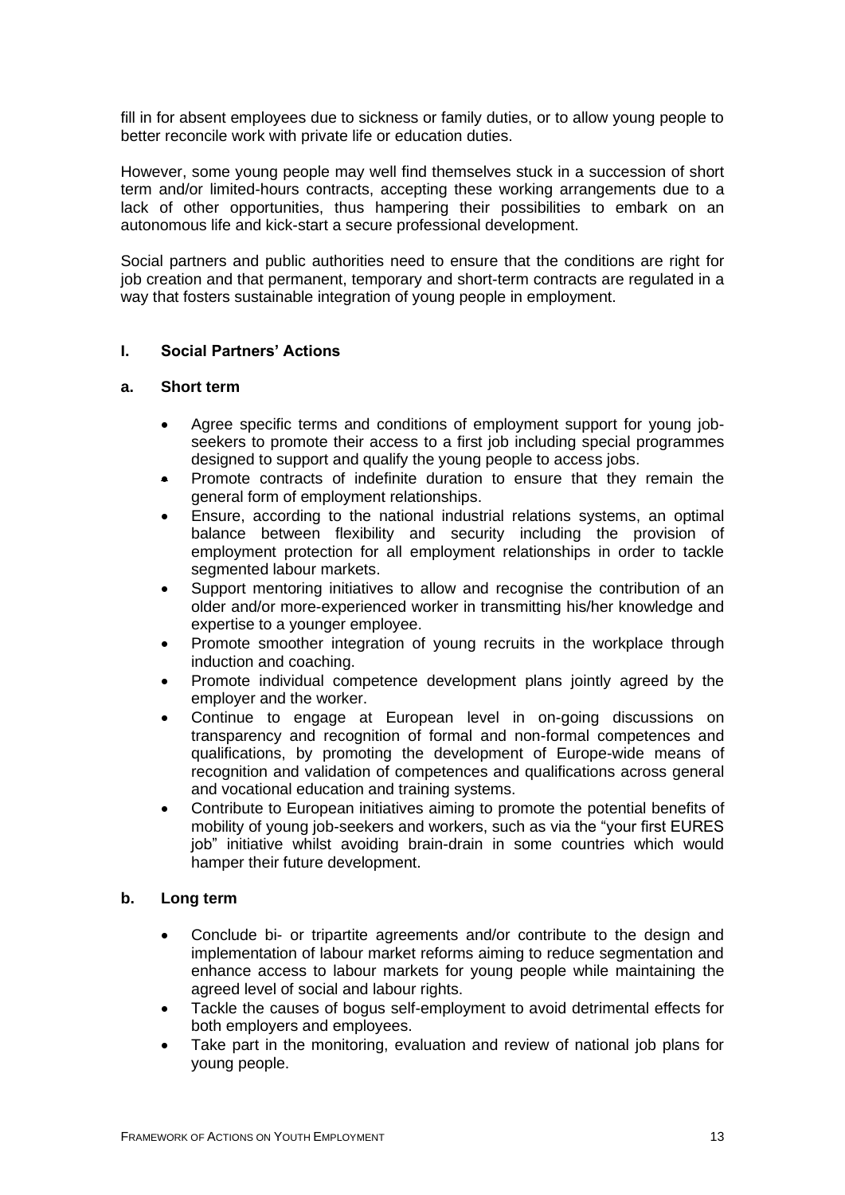fill in for absent employees due to sickness or family duties, or to allow young people to better reconcile work with private life or education duties.

However, some young people may well find themselves stuck in a succession of short term and/or limited-hours contracts, accepting these working arrangements due to a lack of other opportunities, thus hampering their possibilities to embark on an autonomous life and kick-start a secure professional development.

Social partners and public authorities need to ensure that the conditions are right for job creation and that permanent, temporary and short-term contracts are regulated in a way that fosters sustainable integration of young people in employment.

### I. Social Partners' Actions

#### a. Short term

- Agree specific terms and conditions of employment support for young job-seekers to promote their access to a first job including special programmes designed to support and qualify the young people to access jobs.
- Promote contracts of indefinite duration to ensure that they remain the general form of employment relationships.
- Ensure, according to the national industrial relations systems, an optimal balance between flexibility and security including the provision of employment protection for all employment relationships in order to tackle segmented labour markets.
- Support mentoring initiatives to allow and recognise the contribution of an older and/or more-experienced worker in transmitting his/her knowledge and expertise to a younger employee.
- Promote smoother integration of young recruits in the workplace through induction and coaching.
- Promote individual competence development plans jointly agreed by the employer and the worker.
- Continue to engage at European level in on-going discussions on transparency and recognition of formal and non-formal competences and qualifications, by promoting the development of Europe-wide means of recognition and validation of competences and qualifications across general and vocational education and training systems.
- Contribute to European initiatives aiming to promote the potential benefits of mobility of young job-seekers and workers, such as via the "your first EURES job" initiative whilst avoiding brain-drain in some countries which would hamper their future development.

#### b. Long term

- Conclude bi- or tripartite agreements and/or contribute to the design and implementation of labour market reforms aiming to reduce segmentation and enhance access to labour markets for young people while maintaining the agreed level of social and labour rights.
- Tackle the causes of bogus self-employment to avoid detrimental effects for both employers and employees.
- Take part in the monitoring, evaluation and review of national job plans for young people.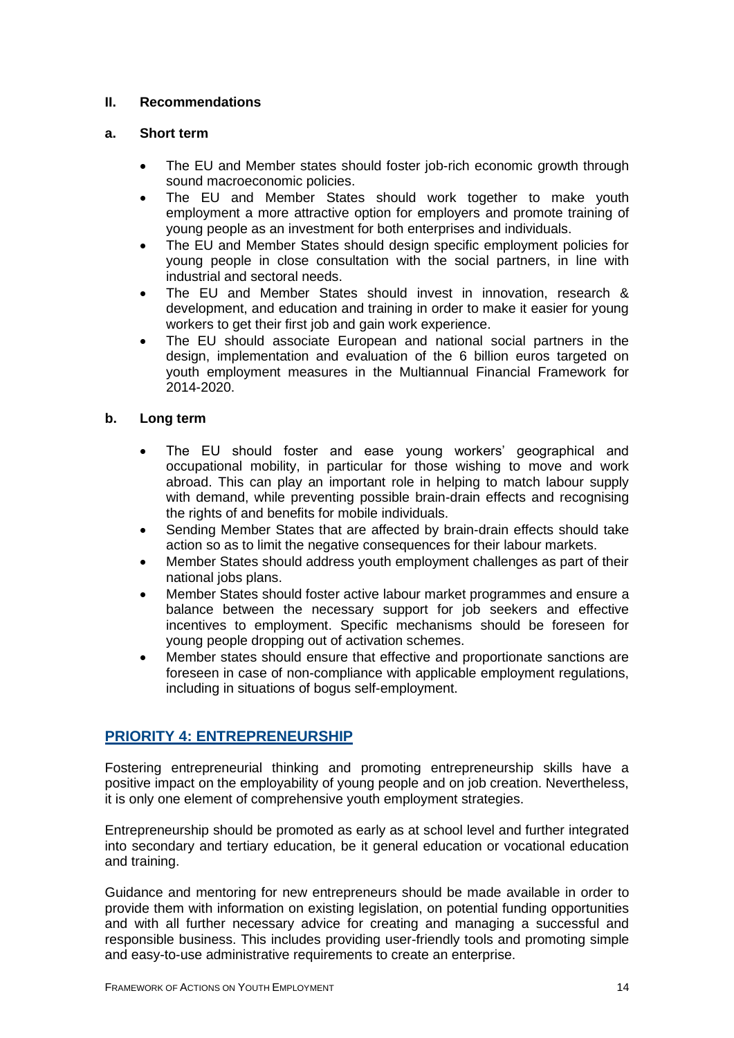## II. Recommendations

### a. Short term

- The EU and Member states should foster job-rich economic growth through sound macroeconomic policies.
- The EU and Member States should work together to make youth employment a more attractive option for employers and promote training of young people as an investment for both enterprises and individuals.
- The EU and Member States should design specific employment policies for young people in close consultation with the social partners, in line with industrial and sectoral needs.
- The EU and Member States should invest in innovation, research & development, and education and training in order to make it easier for young workers to get their first job and gain work experience.
- The EU should associate European and national social partners in the design, implementation and evaluation of the 6 billion euros targeted on youth employment measures in the Multiannual Financial Framework for 2014-2020.

### b. Long term

- The EU should foster and ease young workers' geographical and occupational mobility, in particular for those wishing to move and work abroad. This can play an important role in helping to match labour supply with demand, while preventing possible brain-drain effects and recognising the rights of and benefits for mobile individuals.
- Sending Member States that are affected by brain-drain effects should take action so as to limit the negative consequences for their labour markets.
- Member States should address youth employment challenges as part of their national jobs plans.
- Member States should foster active labour market programmes and ensure a balance between the necessary support for job seekers and effective incentives to employment. Specific mechanisms should be foreseen for young people dropping out of activation schemes.
- Member states should ensure that effective and proportionate sanctions are foreseen in case of non-compliance with applicable employment regulations, including in situations of bogus self-employment.

## PRIORITY 4: ENTREPRENEURSHIP

Fostering entrepreneurial thinking and promoting entrepreneurship skills have a positive impact on the employability of young people and on job creation. Nevertheless, it is only one element of comprehensive youth employment strategies.

Entrepreneurship should be promoted as early as at school level and further integrated into secondary and tertiary education, be it general education or vocational education and training.

Guidance and mentoring for new entrepreneurs should be made available in order to provide them with information on existing legislation, on potential funding opportunities and with all further necessary advice for creating and managing a successful and responsible business. This includes providing user-friendly tools and promoting simple and easy-to-use administrative requirements to create an enterprise.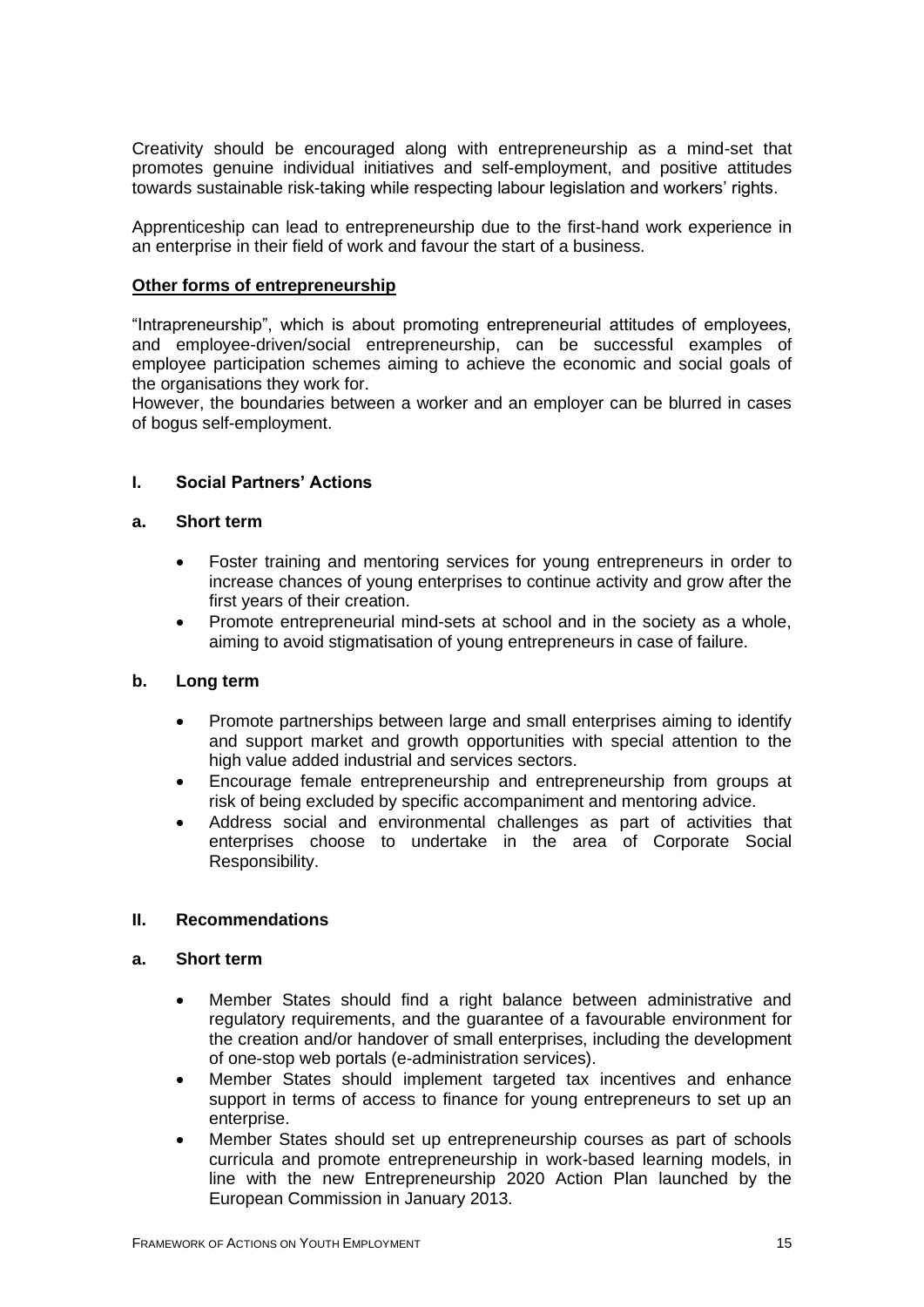Creativity should be encouraged along with entrepreneurship as a mind-set that promotes genuine individual initiatives and self-employment, and positive attitudes towards sustainable risk-taking while respecting labour legislation and workers' rights.

Apprenticeship can lead to entrepreneurship due to the first-hand work experience in an enterprise in their field of work and favour the start of a business.

**Other forms of entrepreneurship**

"Intrapreneurship", which is about promoting entrepreneurial attitudes of employees, and employee-driven/social entrepreneurship, can be successful examples of employee participation schemes aiming to achieve the economic and social goals of the organisations they work for.
However, the boundaries between a worker and an employer can be blurred in cases of bogus self-employment.

### I. Social Partners' Actions

#### a. Short term

- Foster training and mentoring services for young entrepreneurs in order to increase chances of young enterprises to continue activity and grow after the first years of their creation.
- Promote entrepreneurial mind-sets at school and in the society as a whole, aiming to avoid stigmatisation of young entrepreneurs in case of failure.

#### b. Long term

- Promote partnerships between large and small enterprises aiming to identify and support market and growth opportunities with special attention to the high value added industrial and services sectors.
- Encourage female entrepreneurship and entrepreneurship from groups at risk of being excluded by specific accompaniment and mentoring advice.
- Address social and environmental challenges as part of activities that enterprises choose to undertake in the area of Corporate Social Responsibility.

### II. Recommendations

#### a. Short term

- Member States should find a right balance between administrative and regulatory requirements, and the guarantee of a favourable environment for the creation and/or handover of small enterprises, including the development of one-stop web portals (e-administration services).
- Member States should implement targeted tax incentives and enhance support in terms of access to finance for young entrepreneurs to set up an enterprise.
- Member States should set up entrepreneurship courses as part of schools curricula and promote entrepreneurship in work-based learning models, in line with the new Entrepreneurship 2020 Action Plan launched by the European Commission in January 2013.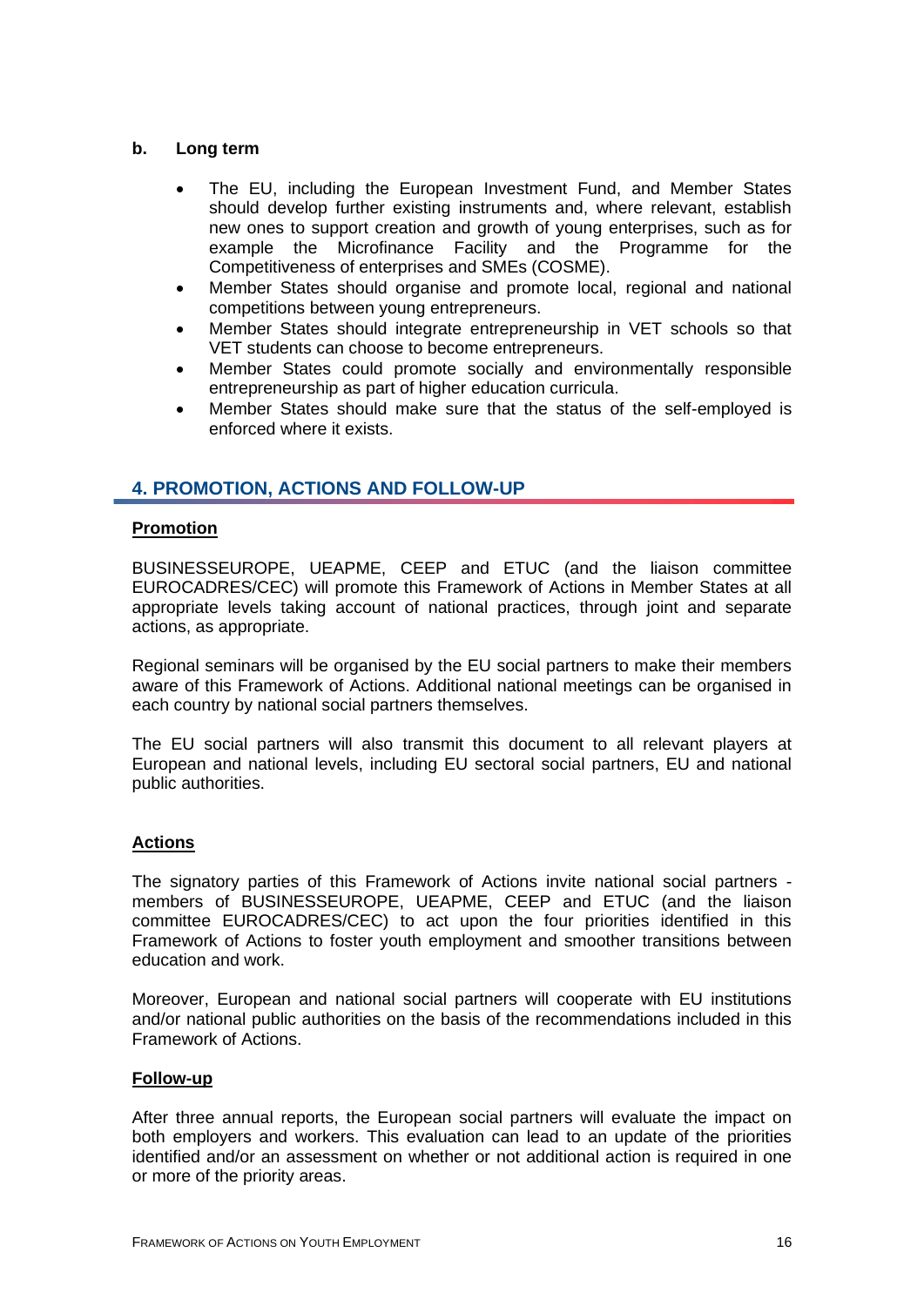### b. Long term

- The EU, including the European Investment Fund, and Member States should develop further existing instruments and, where relevant, establish new ones to support creation and growth of young enterprises, such as for example the Microfinance Facility and the Programme for the Competitiveness of enterprises and SMEs (COSME).
- Member States should organise and promote local, regional and national competitions between young entrepreneurs.
- Member States should integrate entrepreneurship in VET schools so that VET students can choose to become entrepreneurs.
- Member States could promote socially and environmentally responsible entrepreneurship as part of higher education curricula.
- Member States should make sure that the status of the self-employed is enforced where it exists.

## 4. PROMOTION, ACTIONS AND FOLLOW-UP

**Promotion**

BUSINESSEUROPE, UEAPME, CEEP and ETUC (and the liaison committee EUROCADRES/CEC) will promote this Framework of Actions in Member States at all appropriate levels taking account of national practices, through joint and separate actions, as appropriate.

Regional seminars will be organised by the EU social partners to make their members aware of this Framework of Actions. Additional national meetings can be organised in each country by national social partners themselves.

The EU social partners will also transmit this document to all relevant players at European and national levels, including EU sectoral social partners, EU and national public authorities.

**Actions**

The signatory parties of this Framework of Actions invite national social partners - members of BUSINESSEUROPE, UEAPME, CEEP and ETUC (and the liaison committee EUROCADRES/CEC) to act upon the four priorities identified in this Framework of Actions to foster youth employment and smoother transitions between education and work.

Moreover, European and national social partners will cooperate with EU institutions and/or national public authorities on the basis of the recommendations included in this Framework of Actions.

**Follow-up**

After three annual reports, the European social partners will evaluate the impact on both employers and workers. This evaluation can lead to an update of the priorities identified and/or an assessment on whether or not additional action is required in one or more of the priority areas.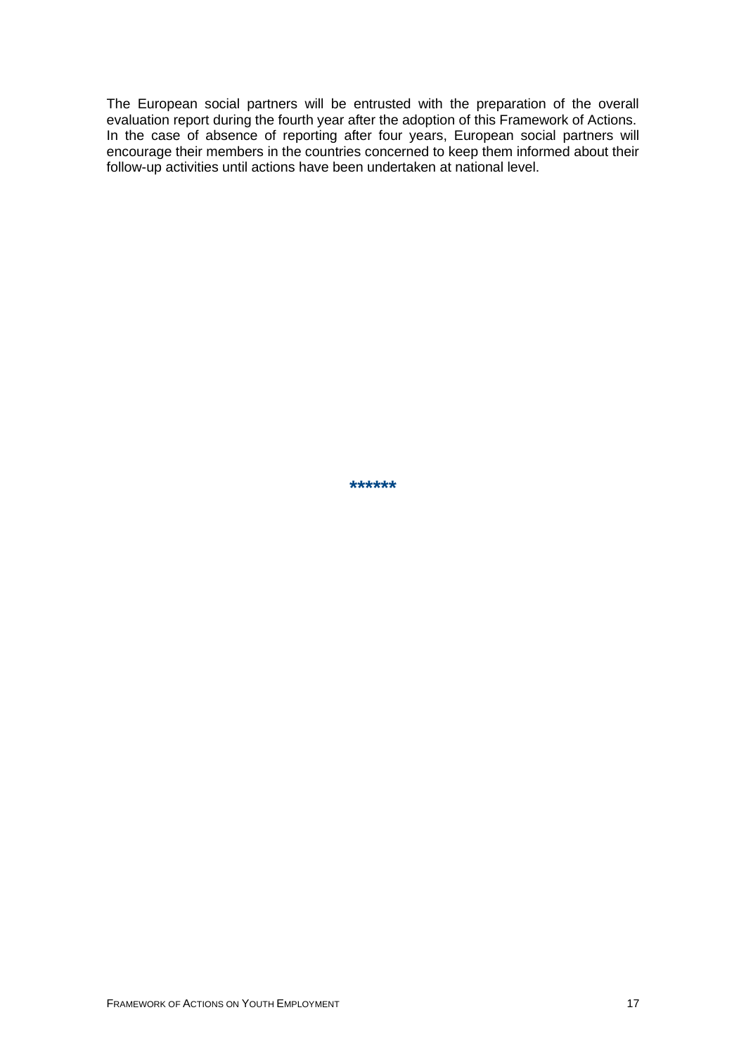The European social partners will be entrusted with the preparation of the overall evaluation report during the fourth year after the adoption of this Framework of Actions. In the case of absence of reporting after four years, European social partners will encourage their members in the countries concerned to keep them informed about their follow-up activities until actions have been undertaken at national level.

******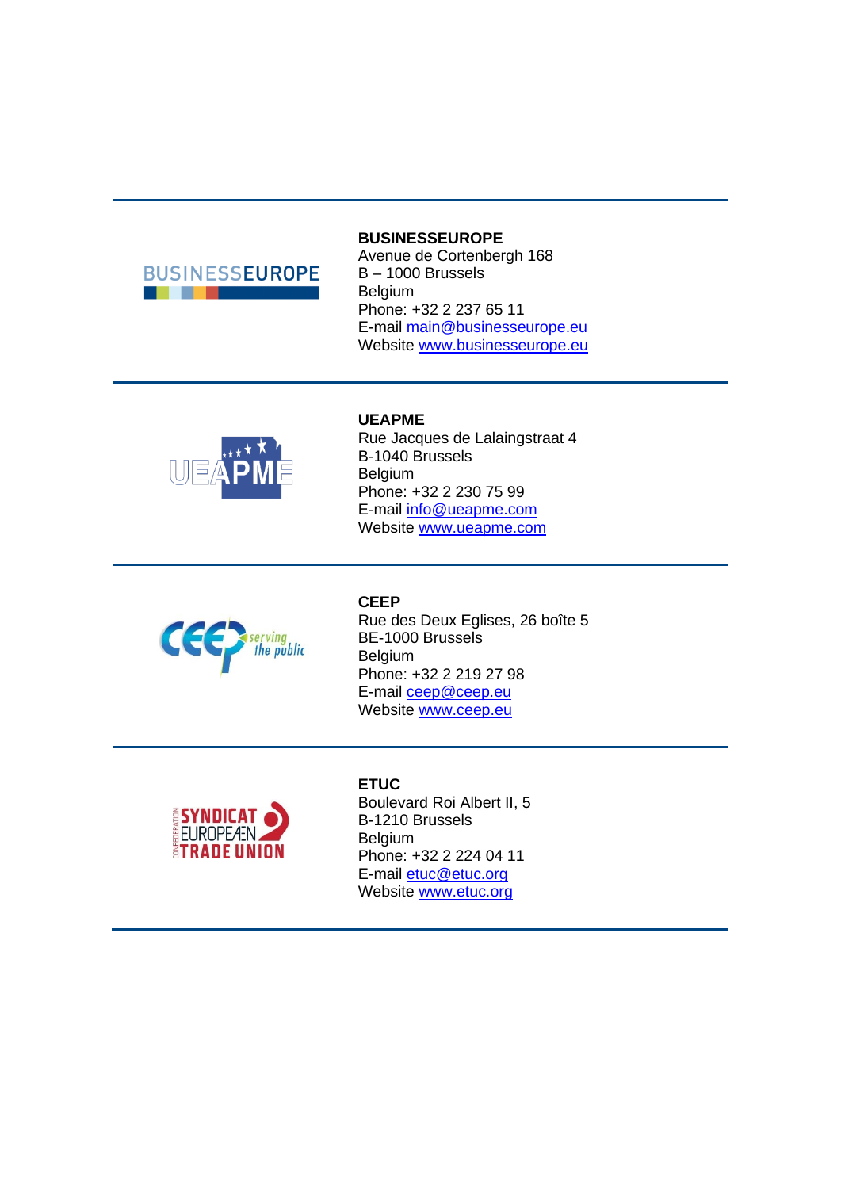**BUSINESSEUROPE**
Avenue de Cortenbergh 168
B – 1000 Brussels
Belgium
Phone: +32 2 237 65 11
E-mail main@businesseurope.eu
Website www.businesseurope.eu

---

**UEAPME**
Rue Jacques de Lalaingstraat 4
B-1040 Brussels
Belgium
Phone: +32 2 230 75 99
E-mail info@ueapme.com
Website www.ueapme.com

---

**CEEP**
Rue des Deux Eglises, 26 boîte 5
BE-1000 Brussels
Belgium
Phone: +32 2 219 27 98
E-mail ceep@ceep.eu
Website www.ceep.eu

---

**ETUC**
Boulevard Roi Albert II, 5
B-1210 Brussels
Belgium
Phone: +32 2 224 04 11
E-mail etuc@etuc.org
Website www.etuc.org